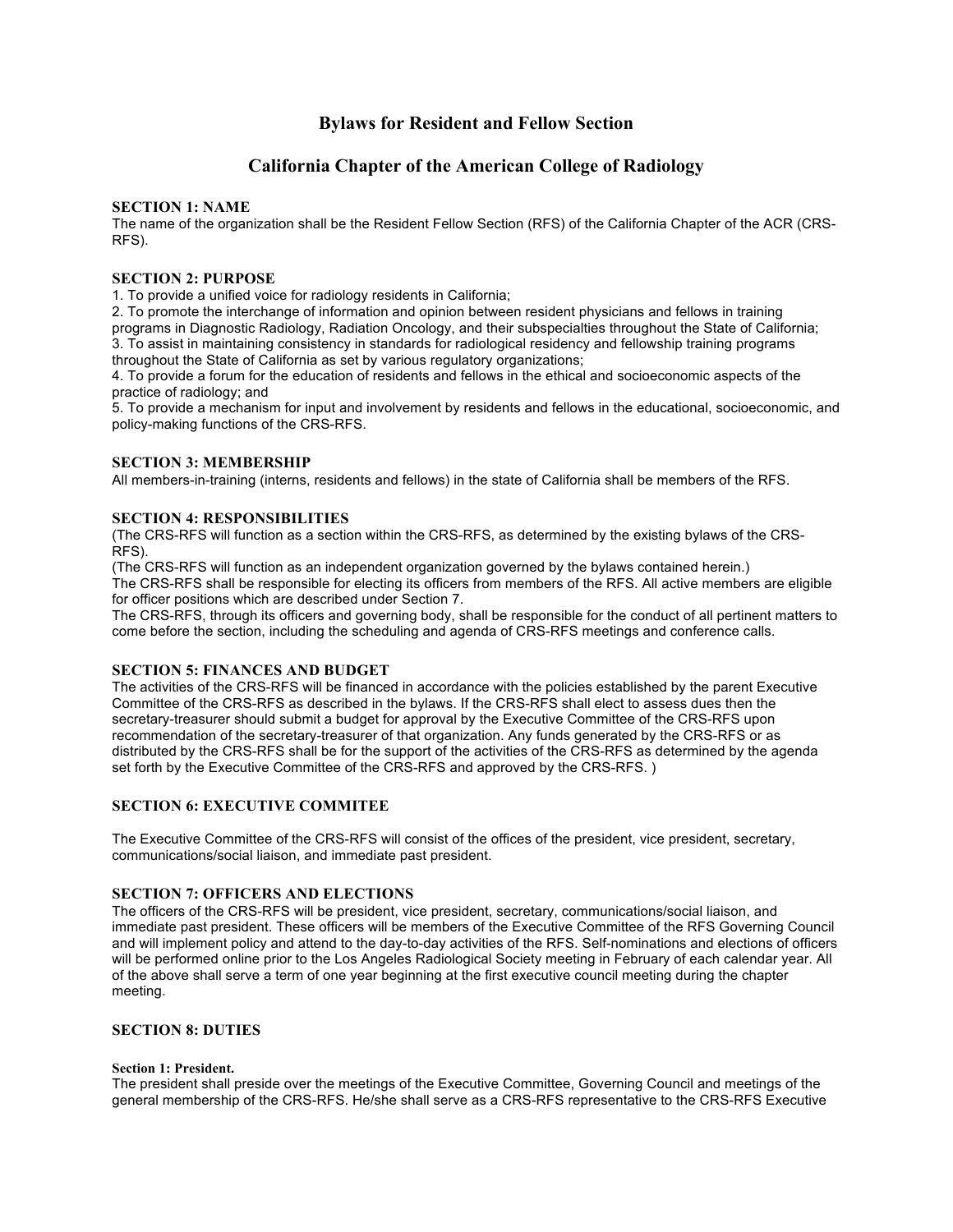# Bylaws for Resident and Fellow Section

# California Chapter of the American College of Radiology

### SECTION 1: NAME

The name of the organization shall be the Resident Fellow Section (RFS) of the California Chapter of the ACR (CRS-RFS).

### SECTION 2: PURPOSE

1. To provide a unified voice for radiology residents in California;
2. To promote the interchange of information and opinion between resident physicians and fellows in training programs in Diagnostic Radiology, Radiation Oncology, and their subspecialties throughout the State of California;
3. To assist in maintaining consistency in standards for radiological residency and fellowship training programs throughout the State of California as set by various regulatory organizations;
4. To provide a forum for the education of residents and fellows in the ethical and socioeconomic aspects of the practice of radiology; and
5. To provide a mechanism for input and involvement by residents and fellows in the educational, socioeconomic, and policy-making functions of the CRS-RFS.

### SECTION 3: MEMBERSHIP

All members-in-training (interns, residents and fellows) in the state of California shall be members of the RFS.

### SECTION 4: RESPONSIBILITIES

(The CRS-RFS will function as a section within the CRS-RFS, as determined by the existing bylaws of the CRS-RFS).

(The CRS-RFS will function as an independent organization governed by the bylaws contained herein.)

The CRS-RFS shall be responsible for electing its officers from members of the RFS. All active members are eligible for officer positions which are described under Section 7.

The CRS-RFS, through its officers and governing body, shall be responsible for the conduct of all pertinent matters to come before the section, including the scheduling and agenda of CRS-RFS meetings and conference calls.

### SECTION 5: FINANCES AND BUDGET

The activities of the CRS-RFS will be financed in accordance with the policies established by the parent Executive Committee of the CRS-RFS as described in the bylaws. If the CRS-RFS shall elect to assess dues then the secretary-treasurer should submit a budget for approval by the Executive Committee of the CRS-RFS upon recommendation of the secretary-treasurer of that organization. Any funds generated by the CRS-RFS or as distributed by the CRS-RFS shall be for the support of the activities of the CRS-RFS as determined by the agenda set forth by the Executive Committee of the CRS-RFS and approved by the CRS-RFS. )

### SECTION 6: EXECUTIVE COMMITEE

The Executive Committee of the CRS-RFS will consist of the offices of the president, vice president, secretary, communications/social liaison, and immediate past president.

### SECTION 7: OFFICERS AND ELECTIONS

The officers of the CRS-RFS will be president, vice president, secretary, communications/social liaison, and immediate past president. These officers will be members of the Executive Committee of the RFS Governing Council and will implement policy and attend to the day-to-day activities of the RFS. Self-nominations and elections of officers will be performed online prior to the Los Angeles Radiological Society meeting in February of each calendar year. All of the above shall serve a term of one year beginning at the first executive council meeting during the chapter meeting.

### SECTION 8: DUTIES

#### Section 1: President.

The president shall preside over the meetings of the Executive Committee, Governing Council and meetings of the general membership of the CRS-RFS. He/she shall serve as a CRS-RFS representative to the CRS-RFS Executive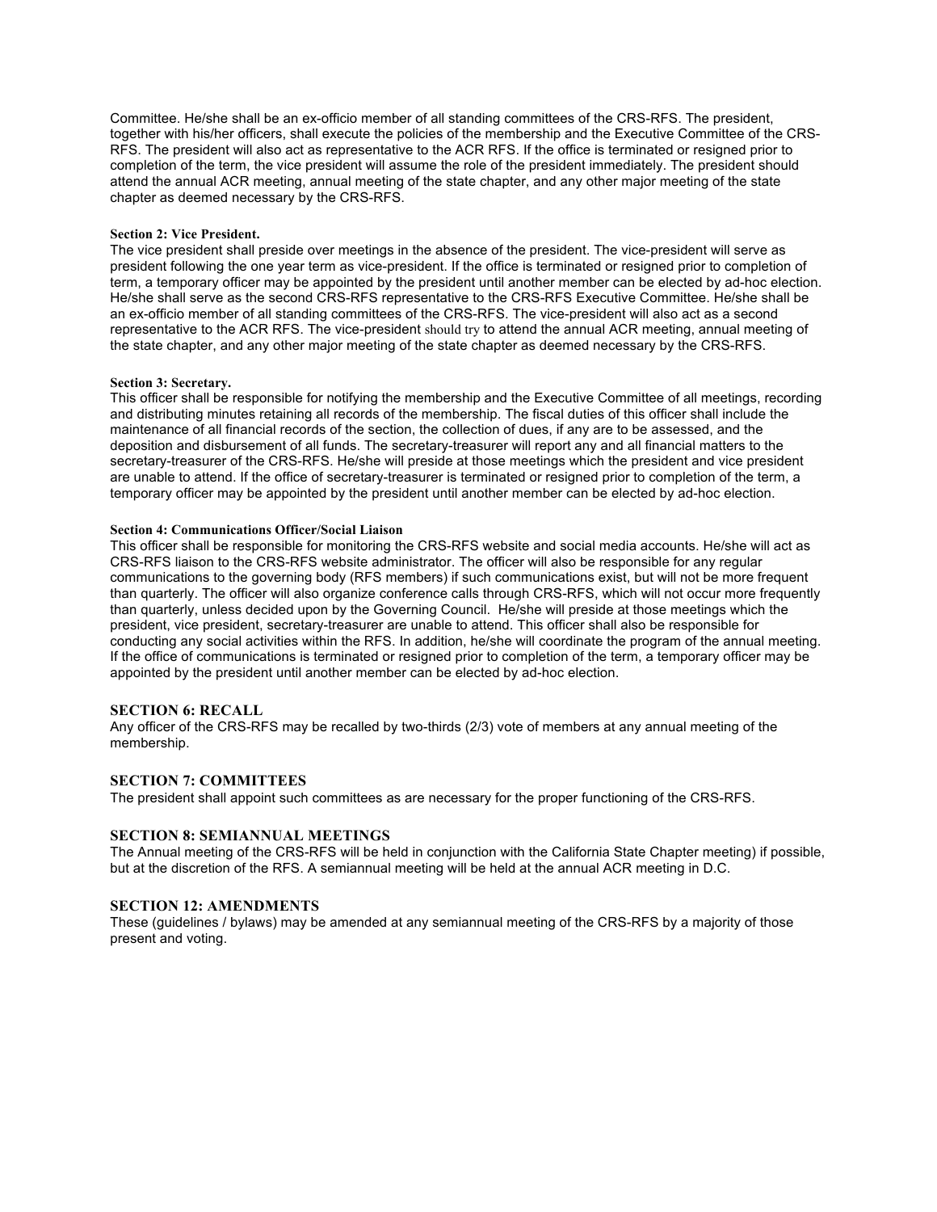Committee. He/she shall be an ex-officio member of all standing committees of the CRS-RFS. The president, together with his/her officers, shall execute the policies of the membership and the Executive Committee of the CRS-RFS. The president will also act as representative to the ACR RFS. If the office is terminated or resigned prior to completion of the term, the vice president will assume the role of the president immediately. The president should attend the annual ACR meeting, annual meeting of the state chapter, and any other major meeting of the state chapter as deemed necessary by the CRS-RFS.

#### Section 2: Vice President.

The vice president shall preside over meetings in the absence of the president. The vice-president will serve as president following the one year term as vice-president. If the office is terminated or resigned prior to completion of term, a temporary officer may be appointed by the president until another member can be elected by ad-hoc election. He/she shall serve as the second CRS-RFS representative to the CRS-RFS Executive Committee. He/she shall be an ex-officio member of all standing committees of the CRS-RFS. The vice-president will also act as a second representative to the ACR RFS. The vice-president should try to attend the annual ACR meeting, annual meeting of the state chapter, and any other major meeting of the state chapter as deemed necessary by the CRS-RFS.

#### Section 3: Secretary.

This officer shall be responsible for notifying the membership and the Executive Committee of all meetings, recording and distributing minutes retaining all records of the membership. The fiscal duties of this officer shall include the maintenance of all financial records of the section, the collection of dues, if any are to be assessed, and the deposition and disbursement of all funds. The secretary-treasurer will report any and all financial matters to the secretary-treasurer of the CRS-RFS. He/she will preside at those meetings which the president and vice president are unable to attend. If the office of secretary-treasurer is terminated or resigned prior to completion of the term, a temporary officer may be appointed by the president until another member can be elected by ad-hoc election.

#### Section 4: Communications Officer/Social Liaison

This officer shall be responsible for monitoring the CRS-RFS website and social media accounts. He/she will act as CRS-RFS liaison to the CRS-RFS website administrator. The officer will also be responsible for any regular communications to the governing body (RFS members) if such communications exist, but will not be more frequent than quarterly. The officer will also organize conference calls through CRS-RFS, which will not occur more frequently than quarterly, unless decided upon by the Governing Council. He/she will preside at those meetings which the president, vice president, secretary-treasurer are unable to attend. This officer shall also be responsible for conducting any social activities within the RFS. In addition, he/she will coordinate the program of the annual meeting. If the office of communications is terminated or resigned prior to completion of the term, a temporary officer may be appointed by the president until another member can be elected by ad-hoc election.

### SECTION 6: RECALL

Any officer of the CRS-RFS may be recalled by two-thirds (2/3) vote of members at any annual meeting of the membership.

### SECTION 7: COMMITTEES

The president shall appoint such committees as are necessary for the proper functioning of the CRS-RFS.

### SECTION 8: SEMIANNUAL MEETINGS

The Annual meeting of the CRS-RFS will be held in conjunction with the California State Chapter meeting) if possible, but at the discretion of the RFS. A semiannual meeting will be held at the annual ACR meeting in D.C.

### SECTION 12: AMENDMENTS

These (guidelines / bylaws) may be amended at any semiannual meeting of the CRS-RFS by a majority of those present and voting.